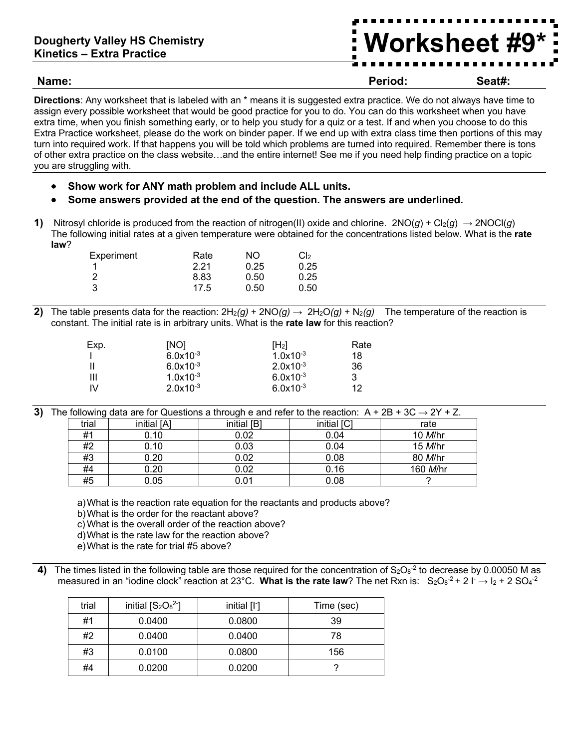**Dougherty Valley HS Chemistry**
**Kinetics – Extra Practice**

# Worksheet #9*

**Name:** **Period:** **Seat#:**

**Directions**: Any worksheet that is labeled with an * means it is suggested extra practice. We do not always have time to assign every possible worksheet that would be good practice for you to do. You can do this worksheet when you have extra time, when you finish something early, or to help you study for a quiz or a test. If and when you choose to do this Extra Practice worksheet, please do the work on binder paper. If we end up with extra class time then portions of this may turn into required work. If that happens you will be told which problems are turned into required. Remember there is tons of other extra practice on the class website…and the entire internet! See me if you need help finding practice on a topic you are struggling with.

- **Show work for ANY math problem and include ALL units.**
- **Some answers provided at the end of the question. The answers are underlined.**

**1)** Nitrosyl chloride is produced from the reaction of nitrogen(II) oxide and chlorine. $2NO(g) + Cl_2(g) \rightarrow 2NOCl(g)$
The following initial rates at a given temperature were obtained for the concentrations listed below. What is the **rate law**?

| Experiment | Rate | NO | $Cl_2$ |
|---|---|---|---|
| 1 | 2.21 | 0.25 | 0.25 |
| 2 | 8.83 | 0.50 | 0.25 |
| 3 | 17.5 | 0.50 | 0.50 |

**2)** The table presents data for the reaction: $2H_2(g) + 2NO(g) \rightarrow 2H_2O(g) + N_2(g)$ The temperature of the reaction is constant. The initial rate is in arbitrary units. What is the **rate law** for this reaction?

| Exp. | [NO] | $[H_2]$ | Rate |
|---|---|---|---|
| I | $6.0 \times 10^{-3}$ | $1.0 \times 10^{-3}$ | 18 |
| II | $6.0 \times 10^{-3}$ | $2.0 \times 10^{-3}$ | 36 |
| III | $1.0 \times 10^{-3}$ | $6.0 \times 10^{-3}$ | 3 |
| IV | $2.0 \times 10^{-3}$ | $6.0 \times 10^{-3}$ | 12 |

**3)** The following data are for Questions a through e and refer to the reaction: $A + 2B + 3C \rightarrow 2Y + Z$.

| trial | initial [A] | initial [B] | initial [C] | rate |
|---|---|---|---|---|
| #1 | 0.10 | 0.02 | 0.04 | 10 *M*/hr |
| #2 | 0.10 | 0.03 | 0.04 | 15 *M*/hr |
| #3 | 0.20 | 0.02 | 0.08 | 80 *M*/hr |
| #4 | 0.20 | 0.02 | 0.16 | 160 *M*/hr |
| #5 | 0.05 | 0.01 | 0.08 | ? |

a) What is the reaction rate equation for the reactants and products above?
b) What is the order for the reactant above?
c) What is the overall order of the reaction above?
d) What is the rate law for the reaction above?
e) What is the rate for trial #5 above?

**4)** The times listed in the following table are those required for the concentration of $S_2O_8^{-2}$ to decrease by 0.00050 M as measured in an "iodine clock" reaction at 23°C. **What is the rate law**? The net Rxn is: $S_2O_8^{-2} + 2\ I^- \rightarrow I_2 + 2\ SO_4^{-2}$

| trial | initial $[S_2O_8^{2-}]$ | initial $[I^-]$ | Time (sec) |
|---|---|---|---|
| #1 | 0.0400 | 0.0800 | 39 |
| #2 | 0.0400 | 0.0400 | 78 |
| #3 | 0.0100 | 0.0800 | 156 |
| #4 | 0.0200 | 0.0200 | ? |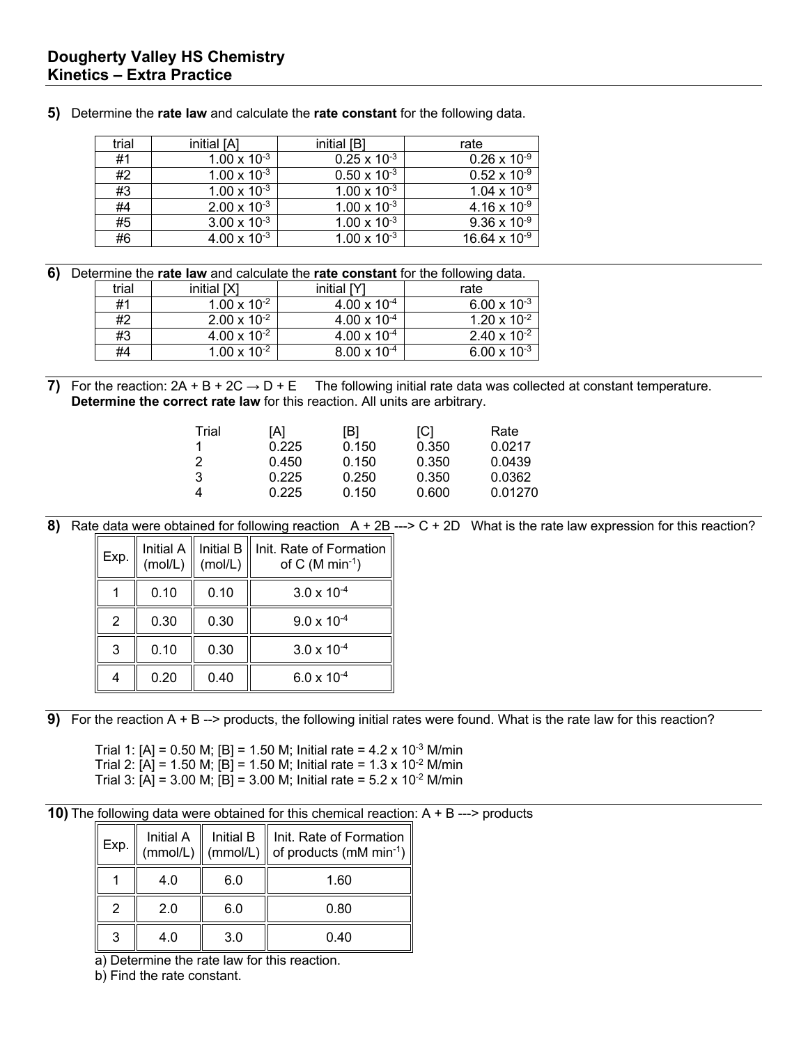**Dougherty Valley HS Chemistry**
**Kinetics – Extra Practice**

**5)** Determine the **rate law** and calculate the **rate constant** for the following data.

| trial | initial [A] | initial [B] | rate |
|---|---|---|---|
| #1 | $1.00 \times 10^{-3}$ | $0.25 \times 10^{-3}$ | $0.26 \times 10^{-9}$ |
| #2 | $1.00 \times 10^{-3}$ | $0.50 \times 10^{-3}$ | $0.52 \times 10^{-9}$ |
| #3 | $1.00 \times 10^{-3}$ | $1.00 \times 10^{-3}$ | $1.04 \times 10^{-9}$ |
| #4 | $2.00 \times 10^{-3}$ | $1.00 \times 10^{-3}$ | $4.16 \times 10^{-9}$ |
| #5 | $3.00 \times 10^{-3}$ | $1.00 \times 10^{-3}$ | $9.36 \times 10^{-9}$ |
| #6 | $4.00 \times 10^{-3}$ | $1.00 \times 10^{-3}$ | $16.64 \times 10^{-9}$ |

**6)** Determine the **rate law** and calculate the **rate constant** for the following data.

| trial | initial [X] | initial [Y] | rate |
|---|---|---|---|
| #1 | $1.00 \times 10^{-2}$ | $4.00 \times 10^{-4}$ | $6.00 \times 10^{-3}$ |
| #2 | $2.00 \times 10^{-2}$ | $4.00 \times 10^{-4}$ | $1.20 \times 10^{-2}$ |
| #3 | $4.00 \times 10^{-2}$ | $4.00 \times 10^{-4}$ | $2.40 \times 10^{-2}$ |
| #4 | $1.00 \times 10^{-2}$ | $8.00 \times 10^{-4}$ | $6.00 \times 10^{-3}$ |

**7)** For the reaction: $2A + B + 2C \rightarrow D + E$ The following initial rate data was collected at constant temperature. **Determine the correct rate law** for this reaction. All units are arbitrary.

| Trial | [A] | [B] | [C] | Rate |
|---|---|---|---|---|
| 1 | 0.225 | 0.150 | 0.350 | 0.0217 |
| 2 | 0.450 | 0.150 | 0.350 | 0.0439 |
| 3 | 0.225 | 0.250 | 0.350 | 0.0362 |
| 4 | 0.225 | 0.150 | 0.600 | 0.01270 |

**8)** Rate data were obtained for following reaction $A + 2B \rightarrow C + 2D$ What is the rate law expression for this reaction?

| Exp. | Initial A (mol/L) | Initial B (mol/L) | Init. Rate of Formation of C (M min$^{-1}$) |
|---|---|---|---|
| 1 | 0.10 | 0.10 | $3.0 \times 10^{-4}$ |
| 2 | 0.30 | 0.30 | $9.0 \times 10^{-4}$ |
| 3 | 0.10 | 0.30 | $3.0 \times 10^{-4}$ |
| 4 | 0.20 | 0.40 | $6.0 \times 10^{-4}$ |

**9)** For the reaction A + B --> products, the following initial rates were found. What is the rate law for this reaction?

Trial 1: [A] = 0.50 M; [B] = 1.50 M; Initial rate = $4.2 \times 10^{-3}$ M/min
Trial 2: [A] = 1.50 M; [B] = 1.50 M; Initial rate = $1.3 \times 10^{-2}$ M/min
Trial 3: [A] = 3.00 M; [B] = 3.00 M; Initial rate = $5.2 \times 10^{-2}$ M/min

**10)** The following data were obtained for this chemical reaction: A + B ---> products

| Exp. | Initial A (mmol/L) | Initial B (mmol/L) | Init. Rate of Formation of products (mM min$^{-1}$) |
|---|---|---|---|
| 1 | 4.0 | 6.0 | 1.60 |
| 2 | 2.0 | 6.0 | 0.80 |
| 3 | 4.0 | 3.0 | 0.40 |

a) Determine the rate law for this reaction.
b) Find the rate constant.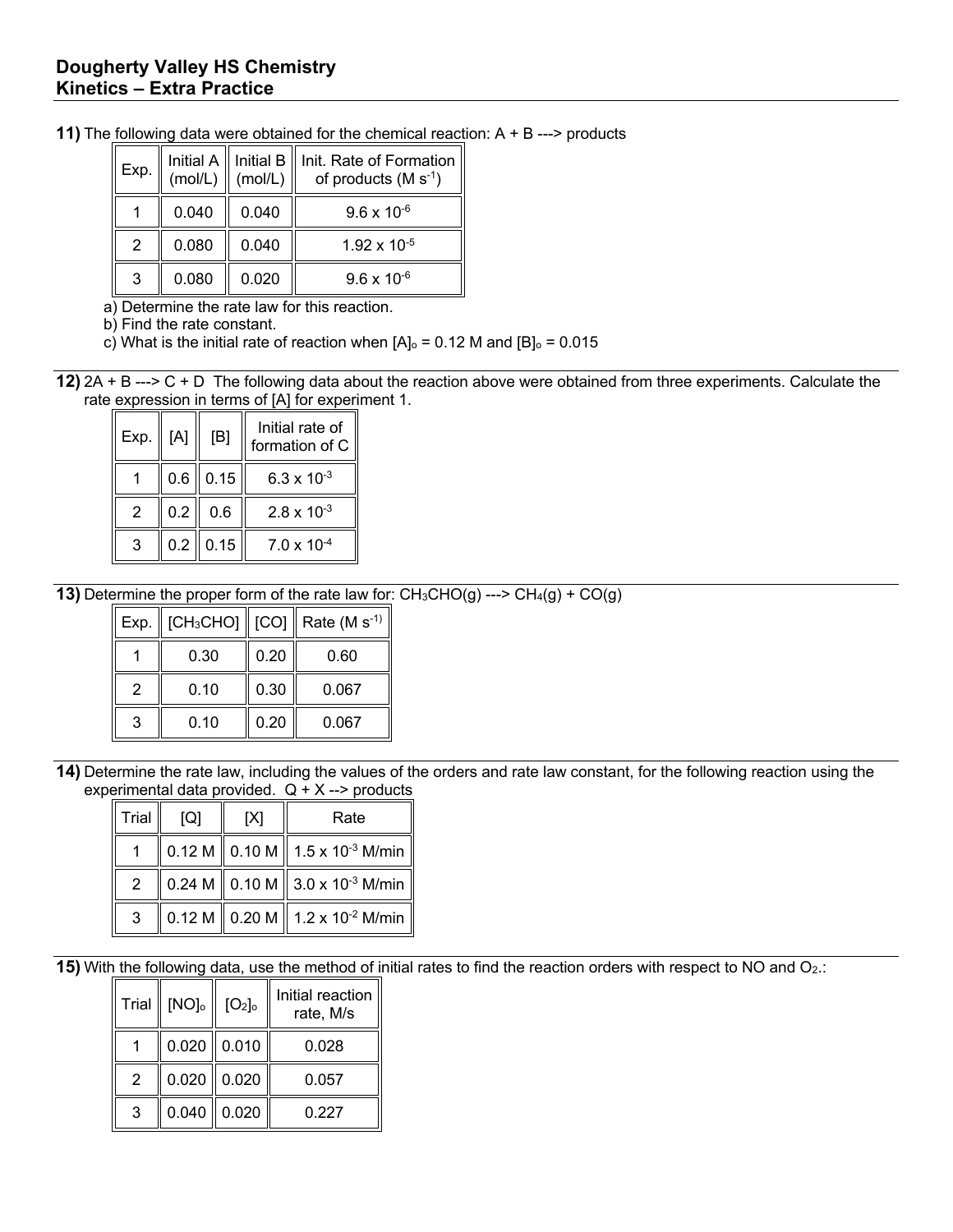# Dougherty Valley HS Chemistry
## Kinetics – Extra Practice

**11)** The following data were obtained for the chemical reaction: A + B ---> products

| Exp. | Initial A (mol/L) | Initial B (mol/L) | Init. Rate of Formation of products ($M\ s^{-1}$) |
|---|---|---|---|
| 1 | 0.040 | 0.040 | $9.6 \times 10^{-6}$ |
| 2 | 0.080 | 0.040 | $1.92 \times 10^{-5}$ |
| 3 | 0.080 | 0.020 | $9.6 \times 10^{-6}$ |

a) Determine the rate law for this reaction.
b) Find the rate constant.
c) What is the initial rate of reaction when $[A]_o = 0.12$ M and $[B]_o = 0.015$

**12)** 2A + B ---> C + D The following data about the reaction above were obtained from three experiments. Calculate the rate expression in terms of [A] for experiment 1.

| Exp. | [A] | [B] | Initial rate of formation of C |
|---|---|---|---|
| 1 | 0.6 | 0.15 | $6.3 \times 10^{-3}$ |
| 2 | 0.2 | 0.6 | $2.8 \times 10^{-3}$ |
| 3 | 0.2 | 0.15 | $7.0 \times 10^{-4}$ |

**13)** Determine the proper form of the rate law for: $CH_3CHO(g) \rightarrow CH_4(g) + CO(g)$

| Exp. | [$CH_3CHO$] | [CO] | Rate ($M\ s^{-1}$) |
|---|---|---|---|
| 1 | 0.30 | 0.20 | 0.60 |
| 2 | 0.10 | 0.30 | 0.067 |
| 3 | 0.10 | 0.20 | 0.067 |

**14)** Determine the rate law, including the values of the orders and rate law constant, for the following reaction using the experimental data provided. Q + X --> products

| Trial | [Q] | [X] | Rate |
|---|---|---|---|
| 1 | 0.12 M | 0.10 M | $1.5 \times 10^{-3}$ M/min |
| 2 | 0.24 M | 0.10 M | $3.0 \times 10^{-3}$ M/min |
| 3 | 0.12 M | 0.20 M | $1.2 \times 10^{-2}$ M/min |

**15)** With the following data, use the method of initial rates to find the reaction orders with respect to NO and $O_2$.:

| Trial | $[NO]_o$ | $[O_2]_o$ | Initial reaction rate, M/s |
|---|---|---|---|
| 1 | 0.020 | 0.010 | 0.028 |
| 2 | 0.020 | 0.020 | 0.057 |
| 3 | 0.040 | 0.020 | 0.227 |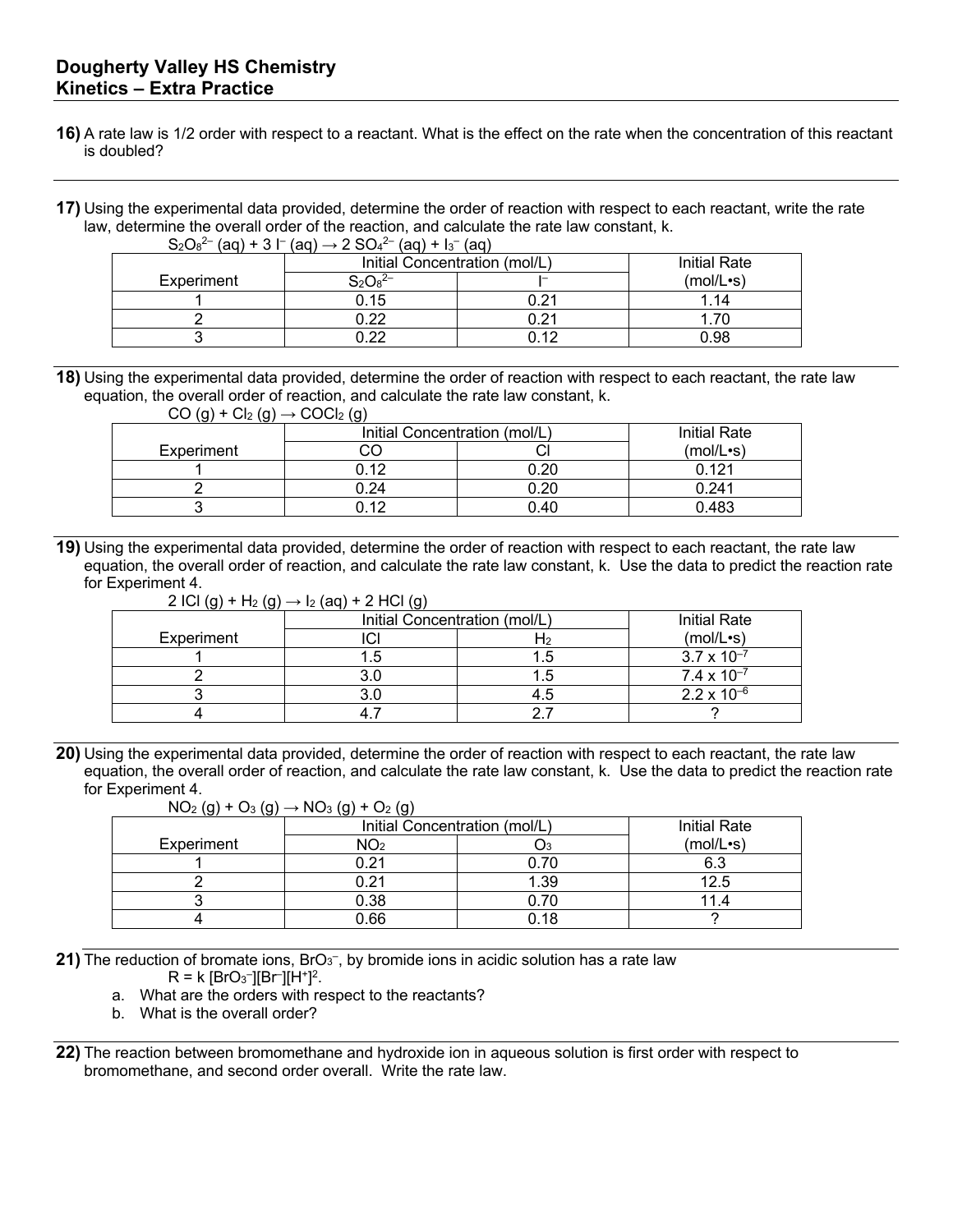# Dougherty Valley HS Chemistry
## Kinetics – Extra Practice

**16)** A rate law is 1/2 order with respect to a reactant. What is the effect on the rate when the concentration of this reactant is doubled?

---

**17)** Using the experimental data provided, determine the order of reaction with respect to each reactant, write the rate law, determine the overall order of the reaction, and calculate the rate law constant, k.

$S_2O_8^{2-}$ (aq) + 3 $I^-$ (aq) → 2 $SO_4^{2-}$ (aq) + $I_3^-$ (aq)

| Experiment | Initial Concentration (mol/L) | | Initial Rate (mol/L•s) |
|---|---|---|---|
| | $S_2O_8^{2-}$ | $I^-$ | |
| 1 | 0.15 | 0.21 | 1.14 |
| 2 | 0.22 | 0.21 | 1.70 |
| 3 | 0.22 | 0.12 | 0.98 |

---

**18)** Using the experimental data provided, determine the order of reaction with respect to each reactant, the rate law equation, the overall order of reaction, and calculate the rate law constant, k.

CO (g) + $Cl_2$ (g) → $COCl_2$ (g)

| Experiment | Initial Concentration (mol/L) | | Initial Rate (mol/L•s) |
|---|---|---|---|
| | CO | Cl | |
| 1 | 0.12 | 0.20 | 0.121 |
| 2 | 0.24 | 0.20 | 0.241 |
| 3 | 0.12 | 0.40 | 0.483 |

---

**19)** Using the experimental data provided, determine the order of reaction with respect to each reactant, the rate law equation, the overall order of reaction, and calculate the rate law constant, k. Use the data to predict the reaction rate for Experiment 4.

2 ICl (g) + $H_2$ (g) → $I_2$ (aq) + 2 HCl (g)

| Experiment | Initial Concentration (mol/L) | | Initial Rate (mol/L•s) |
|---|---|---|---|
| | ICl | $H_2$ | |
| 1 | 1.5 | 1.5 | $3.7 \times 10^{-7}$ |
| 2 | 3.0 | 1.5 | $7.4 \times 10^{-7}$ |
| 3 | 3.0 | 4.5 | $2.2 \times 10^{-6}$ |
| 4 | 4.7 | 2.7 | ? |

---

**20)** Using the experimental data provided, determine the order of reaction with respect to each reactant, the rate law equation, the overall order of reaction, and calculate the rate law constant, k. Use the data to predict the reaction rate for Experiment 4.

$NO_2$ (g) + $O_3$ (g) → $NO_3$ (g) + $O_2$ (g)

| Experiment | Initial Concentration (mol/L) | | Initial Rate (mol/L•s) |
|---|---|---|---|
| | $NO_2$ | $O_3$ | |
| 1 | 0.21 | 0.70 | 6.3 |
| 2 | 0.21 | 1.39 | 12.5 |
| 3 | 0.38 | 0.70 | 11.4 |
| 4 | 0.66 | 0.18 | ? |

---

**21)** The reduction of bromate ions, $BrO_3^-$, by bromide ions in acidic solution has a rate law

$R = k [BrO_3^-][Br^-][H^+]^2$.

a. What are the orders with respect to the reactants?
b. What is the overall order?

---

**22)** The reaction between bromomethane and hydroxide ion in aqueous solution is first order with respect to bromomethane, and second order overall. Write the rate law.